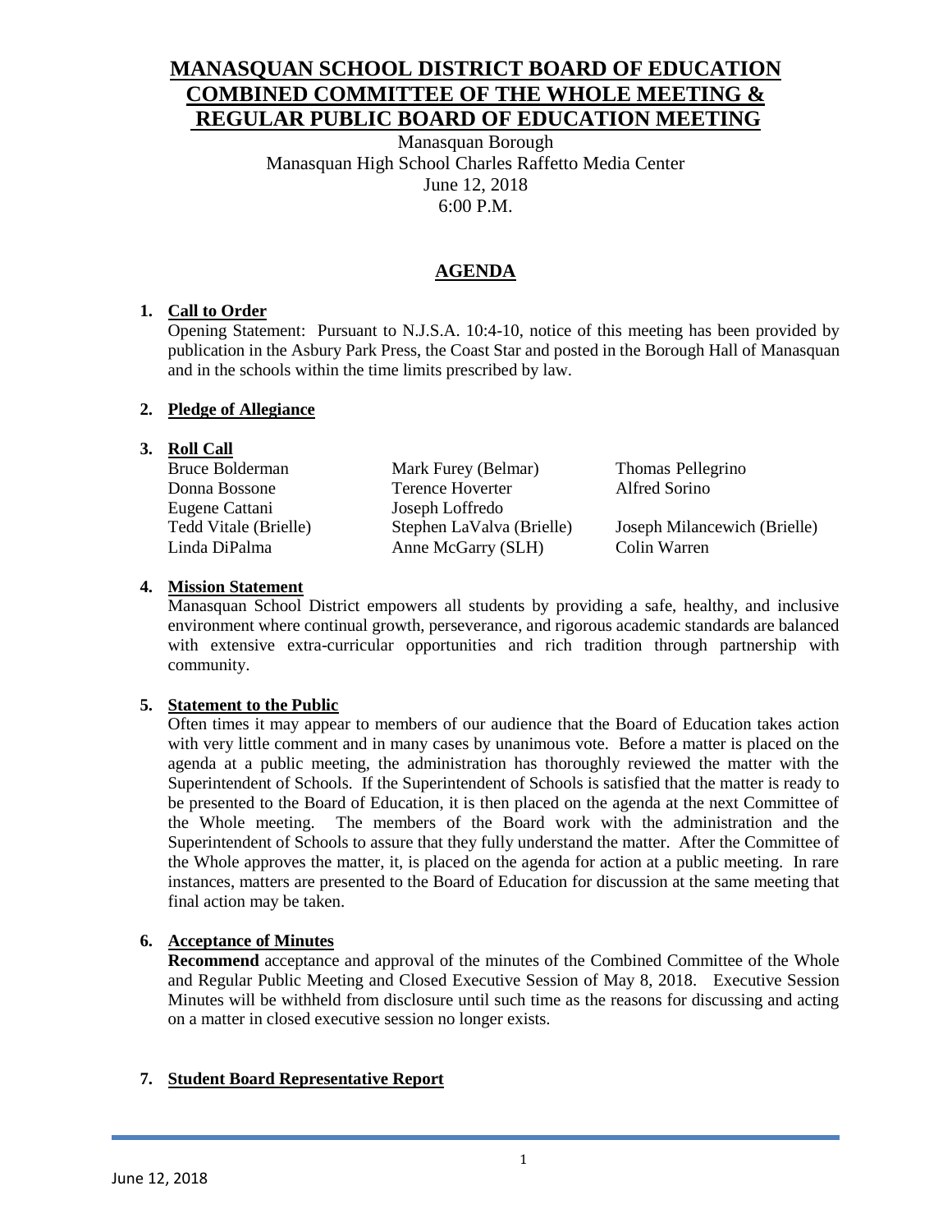# MANASQUAN SCHOOL DISTRICT BOARD OF EDUCATION COMBINED COMMITTEE OF THE WHOLE MEETING & REGULAR PUBLIC BOARD OF EDUCATION MEETING

Manasquan Borough
Manasquan High School Charles Raffetto Media Center
June 12, 2018
6:00 P.M.

## AGENDA

**1. Call to Order**

Opening Statement: Pursuant to N.J.S.A. 10:4-10, notice of this meeting has been provided by publication in the Asbury Park Press, the Coast Star and posted in the Borough Hall of Manasquan and in the schools within the time limits prescribed by law.

**2. Pledge of Allegiance**

**3. Roll Call**

| | | |
|---|---|---|
| Bruce Bolderman | Mark Furey (Belmar) | Thomas Pellegrino |
| Donna Bossone | Terence Hoverter | Alfred Sorino |
| Eugene Cattani | Joseph Loffredo | |
| Tedd Vitale (Brielle) | Stephen LaValva (Brielle) | Joseph Milancewich (Brielle) |
| Linda DiPalma | Anne McGarry (SLH) | Colin Warren |

**4. Mission Statement**

Manasquan School District empowers all students by providing a safe, healthy, and inclusive environment where continual growth, perseverance, and rigorous academic standards are balanced with extensive extra-curricular opportunities and rich tradition through partnership with community.

**5. Statement to the Public**

Often times it may appear to members of our audience that the Board of Education takes action with very little comment and in many cases by unanimous vote. Before a matter is placed on the agenda at a public meeting, the administration has thoroughly reviewed the matter with the Superintendent of Schools. If the Superintendent of Schools is satisfied that the matter is ready to be presented to the Board of Education, it is then placed on the agenda at the next Committee of the Whole meeting. The members of the Board work with the administration and the Superintendent of Schools to assure that they fully understand the matter. After the Committee of the Whole approves the matter, it, is placed on the agenda for action at a public meeting. In rare instances, matters are presented to the Board of Education for discussion at the same meeting that final action may be taken.

**6. Acceptance of Minutes**

**Recommend** acceptance and approval of the minutes of the Combined Committee of the Whole and Regular Public Meeting and Closed Executive Session of May 8, 2018. Executive Session Minutes will be withheld from disclosure until such time as the reasons for discussing and acting on a matter in closed executive session no longer exists.

**7. Student Board Representative Report**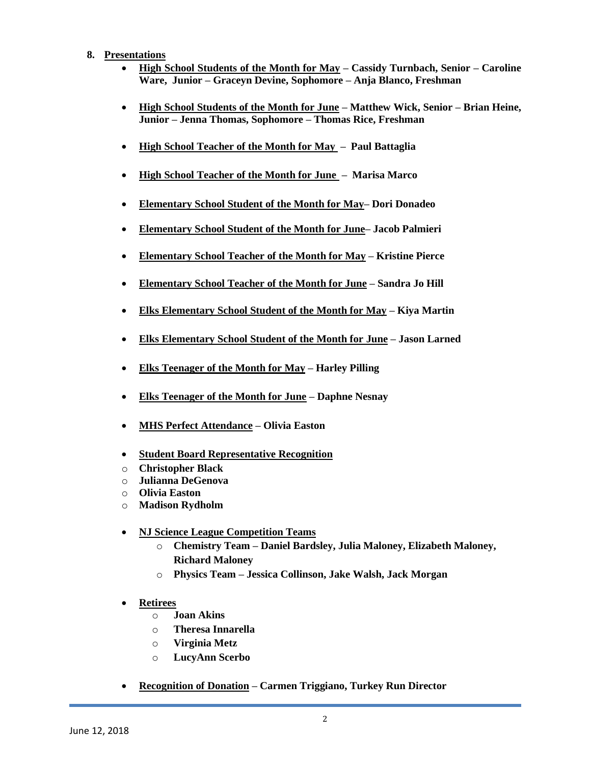8. **Presentations**

- **<u>High School Students of the Month for May</u> – Cassidy Turnbach, Senior – Caroline Ware, Junior – Graceyn Devine, Sophomore – Anja Blanco, Freshman**

- **<u>High School Students of the Month for June</u> – Matthew Wick, Senior – Brian Heine, Junior – Jenna Thomas, Sophomore – Thomas Rice, Freshman**

- **<u>High School Teacher of the Month for May</u> – Paul Battaglia**

- **<u>High School Teacher of the Month for June</u> – Marisa Marco**

- **<u>Elementary School Student of the Month for May</u>– Dori Donadeo**

- **<u>Elementary School Student of the Month for June</u>– Jacob Palmieri**

- **<u>Elementary School Teacher of the Month for May</u> – Kristine Pierce**

- **<u>Elementary School Teacher of the Month for June</u> – Sandra Jo Hill**

- **<u>Elks Elementary School Student of the Month for May</u> – Kiya Martin**

- **<u>Elks Elementary School Student of the Month for June</u> – Jason Larned**

- **<u>Elks Teenager of the Month for May</u> – Harley Pilling**

- **<u>Elks Teenager of the Month for June</u> – Daphne Nesnay**

- **<u>MHS Perfect Attendance</u> – Olivia Easton**

- **<u>Student Board Representative Recognition</u>**
  - **Christopher Black**
  - **Julianna DeGenova**
  - **Olivia Easton**
  - **Madison Rydholm**

- **<u>NJ Science League Competition Teams</u>**
  - **Chemistry Team – Daniel Bardsley, Julia Maloney, Elizabeth Maloney, Richard Maloney**
  - **Physics Team – Jessica Collinson, Jake Walsh, Jack Morgan**

- **<u>Retirees</u>**
  - **Joan Akins**
  - **Theresa Innarella**
  - **Virginia Metz**
  - **LucyAnn Scerbo**

- **<u>Recognition of Donation</u> – Carmen Triggiano, Turkey Run Director**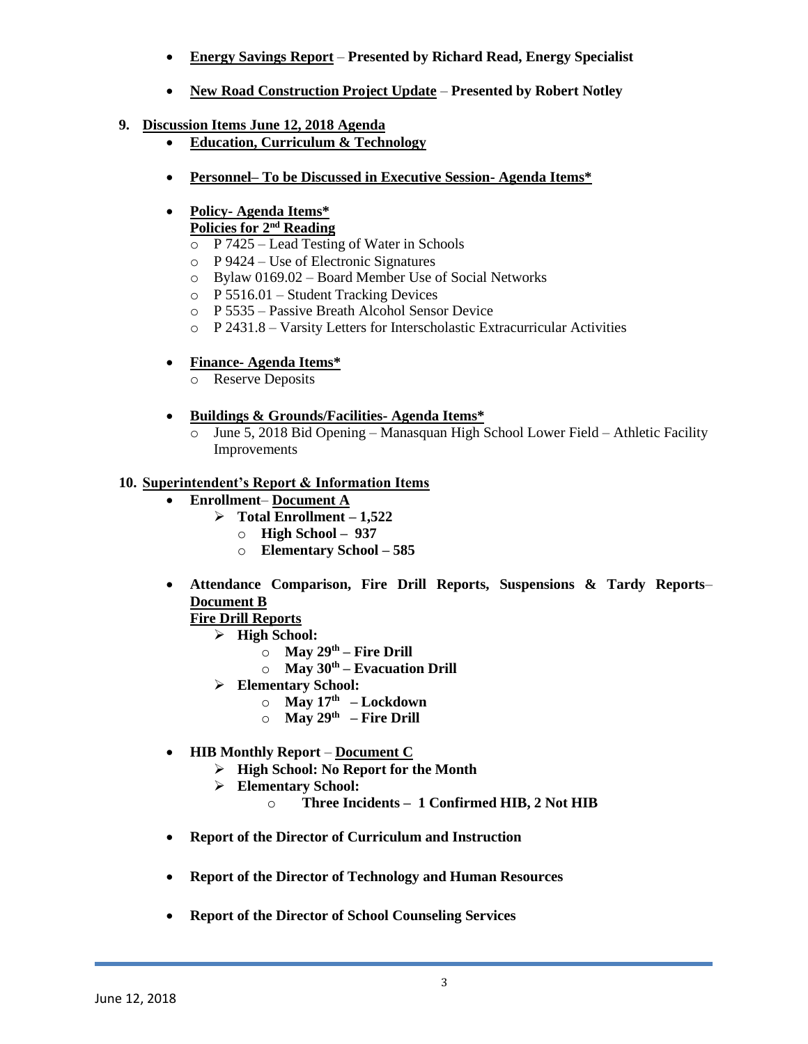- **Energy Savings Report** – **Presented by Richard Read, Energy Specialist**

- **New Road Construction Project Update** – **Presented by Robert Notley**

**9. Discussion Items June 12, 2018 Agenda**

- **Education, Curriculum & Technology**

- **Personnel– To be Discussed in Executive Session- Agenda Items***

- **Policy- Agenda Items***
  **Policies for 2nd Reading**
  - P 7425 – Lead Testing of Water in Schools
  - P 9424 – Use of Electronic Signatures
  - Bylaw 0169.02 – Board Member Use of Social Networks
  - P 5516.01 – Student Tracking Devices
  - P 5535 – Passive Breath Alcohol Sensor Device
  - P 2431.8 – Varsity Letters for Interscholastic Extracurricular Activities

- **Finance- Agenda Items***
  - Reserve Deposits

- **Buildings & Grounds/Facilities- Agenda Items***
  - June 5, 2018 Bid Opening – Manasquan High School Lower Field – Athletic Facility Improvements

**10. Superintendent's Report & Information Items**

- **Enrollment– Document A**
  - **Total Enrollment – 1,522**
    - **High School – 937**
    - **Elementary School – 585**

- **Attendance Comparison, Fire Drill Reports, Suspensions & Tardy Reports– Document B**
  **Fire Drill Reports**
  - **High School:**
    - **May 29th – Fire Drill**
    - **May 30th – Evacuation Drill**
  - **Elementary School:**
    - **May 17th – Lockdown**
    - **May 29th – Fire Drill**

- **HIB Monthly Report – Document C**
  - **High School: No Report for the Month**
  - **Elementary School:**
    - **Three Incidents – 1 Confirmed HIB, 2 Not HIB**

- **Report of the Director of Curriculum and Instruction**

- **Report of the Director of Technology and Human Resources**

- **Report of the Director of School Counseling Services**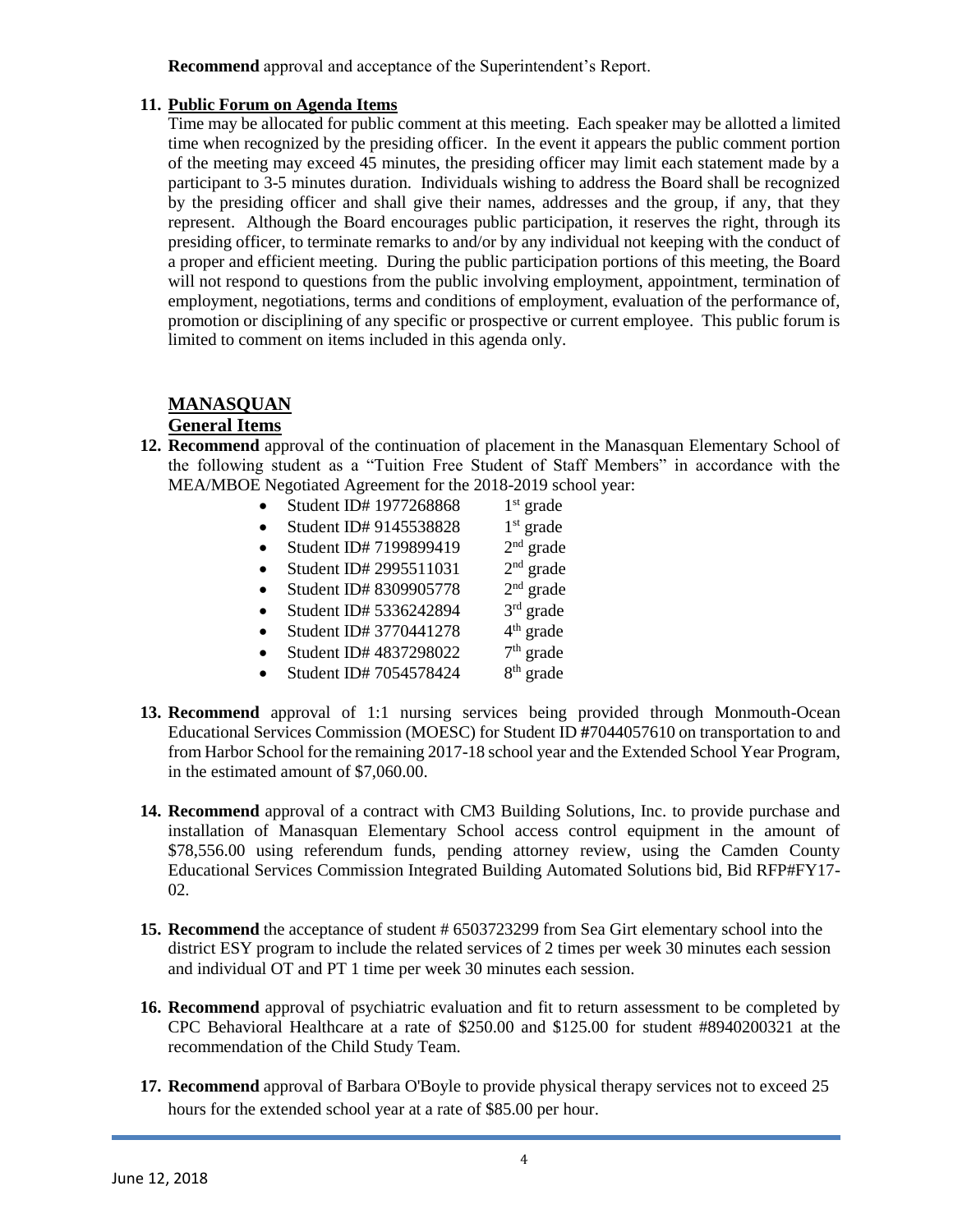**Recommend** approval and acceptance of the Superintendent's Report.

**11. Public Forum on Agenda Items**

Time may be allocated for public comment at this meeting. Each speaker may be allotted a limited time when recognized by the presiding officer. In the event it appears the public comment portion of the meeting may exceed 45 minutes, the presiding officer may limit each statement made by a participant to 3-5 minutes duration. Individuals wishing to address the Board shall be recognized by the presiding officer and shall give their names, addresses and the group, if any, that they represent. Although the Board encourages public participation, it reserves the right, through its presiding officer, to terminate remarks to and/or by any individual not keeping with the conduct of a proper and efficient meeting. During the public participation portions of this meeting, the Board will not respond to questions from the public involving employment, appointment, termination of employment, negotiations, terms and conditions of employment, evaluation of the performance of, promotion or disciplining of any specific or prospective or current employee. This public forum is limited to comment on items included in this agenda only.

## MANASQUAN

### General Items

**12. Recommend** approval of the continuation of placement in the Manasquan Elementary School of the following student as a "Tuition Free Student of Staff Members" in accordance with the MEA/MBOE Negotiated Agreement for the 2018-2019 school year:

- Student ID# 1977268868 1st grade
- Student ID# 9145538828 1st grade
- Student ID# 7199899419 2nd grade
- Student ID# 2995511031 2nd grade
- Student ID# 8309905778 2nd grade
- Student ID# 5336242894 3rd grade
- Student ID# 3770441278 4th grade
- Student ID# 4837298022 7th grade
- Student ID# 7054578424 8th grade

**13. Recommend** approval of 1:1 nursing services being provided through Monmouth-Ocean Educational Services Commission (MOESC) for Student ID #7044057610 on transportation to and from Harbor School for the remaining 2017-18 school year and the Extended School Year Program, in the estimated amount of $7,060.00.

**14. Recommend** approval of a contract with CM3 Building Solutions, Inc. to provide purchase and installation of Manasquan Elementary School access control equipment in the amount of $78,556.00 using referendum funds, pending attorney review, using the Camden County Educational Services Commission Integrated Building Automated Solutions bid, Bid RFP#FY17-02.

**15. Recommend** the acceptance of student # 6503723299 from Sea Girt elementary school into the district ESY program to include the related services of 2 times per week 30 minutes each session and individual OT and PT 1 time per week 30 minutes each session.

**16. Recommend** approval of psychiatric evaluation and fit to return assessment to be completed by CPC Behavioral Healthcare at a rate of $250.00 and $125.00 for student #8940200321 at the recommendation of the Child Study Team.

**17. Recommend** approval of Barbara O'Boyle to provide physical therapy services not to exceed 25 hours for the extended school year at a rate of $85.00 per hour.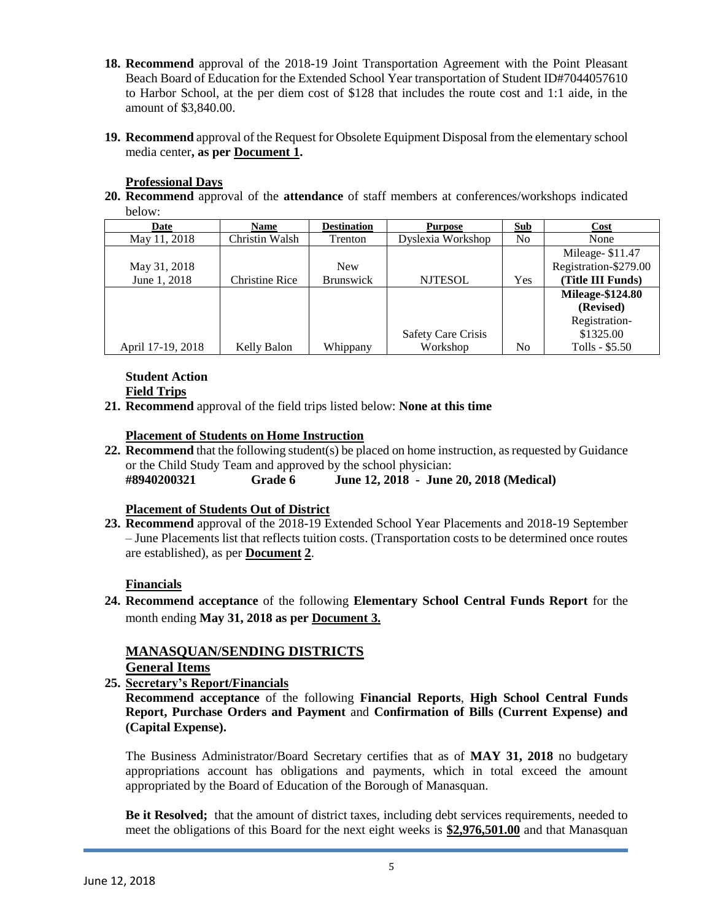18. **Recommend** approval of the 2018-19 Joint Transportation Agreement with the Point Pleasant Beach Board of Education for the Extended School Year transportation of Student ID#7044057610 to Harbor School, at the per diem cost of $128 that includes the route cost and 1:1 aide, in the amount of $3,840.00.

19. **Recommend** approval of the Request for Obsolete Equipment Disposal from the elementary school media center**, as per Document 1.**

**Professional Days**

20. **Recommend** approval of the **attendance** of staff members at conferences/workshops indicated below:

| Date | Name | Destination | Purpose | Sub | Cost |
|---|---|---|---|---|---|
| May 11, 2018 | Christin Walsh | Trenton | Dyslexia Workshop | No | None |
| May 31, 2018<br>June 1, 2018 | Christine Rice | New Brunswick | NJTESOL | Yes | Mileage- $11.47<br>Registration-$279.00<br>**(Title III Funds)** |
| April 17-19, 2018 | Kelly Balon | Whippany | Safety Care Crisis Workshop | No | **Mileage-$124.80 (Revised)**<br>Registration- $1325.00<br>Tolls - $5.50 |

**Student Action**

**Field Trips**

21. **Recommend** approval of the field trips listed below: **None at this time**

**Placement of Students on Home Instruction**

22. **Recommend** that the following student(s) be placed on home instruction, as requested by Guidance or the Child Study Team and approved by the school physician:
**#8940200321 Grade 6 June 12, 2018 - June 20, 2018 (Medical)**

**Placement of Students Out of District**

23. **Recommend** approval of the 2018-19 Extended School Year Placements and 2018-19 September – June Placements list that reflects tuition costs. (Transportation costs to be determined once routes are established), as per **Document 2**.

**Financials**

24. **Recommend acceptance** of the following **Elementary School Central Funds Report** for the month ending **May 31, 2018 as per Document 3.**

## MANASQUAN/SENDING DISTRICTS

**General Items**

25. **Secretary's Report/Financials**

**Recommend acceptance** of the following **Financial Reports**, **High School Central Funds Report, Purchase Orders and Payment** and **Confirmation of Bills (Current Expense) and (Capital Expense).**

The Business Administrator/Board Secretary certifies that as of **MAY 31, 2018** no budgetary appropriations account has obligations and payments, which in total exceed the amount appropriated by the Board of Education of the Borough of Manasquan.

**Be it Resolved;** that the amount of district taxes, including debt services requirements, needed to meet the obligations of this Board for the next eight weeks is **$2,976,501.00** and that Manasquan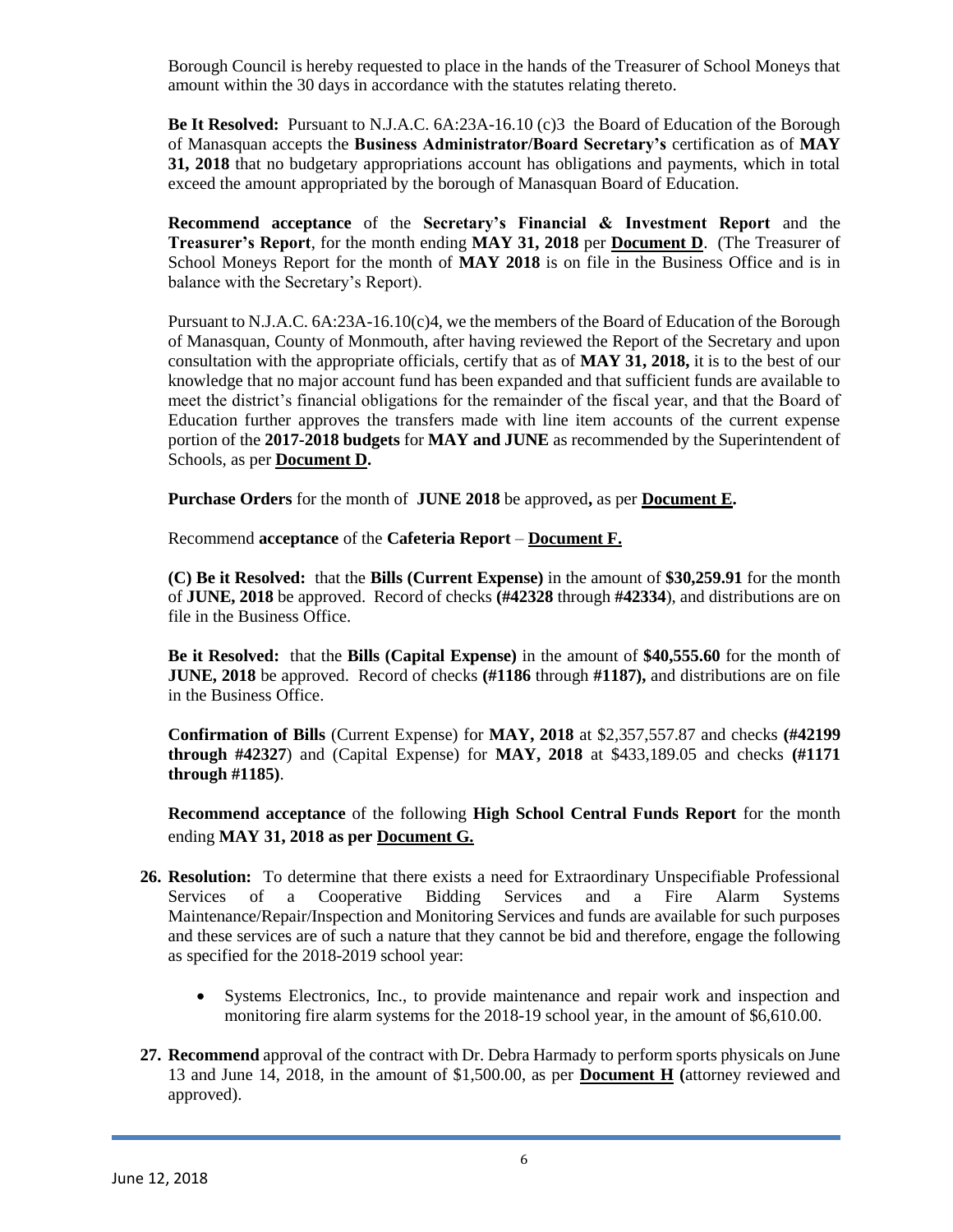Borough Council is hereby requested to place in the hands of the Treasurer of School Moneys that amount within the 30 days in accordance with the statutes relating thereto.

**Be It Resolved:** Pursuant to N.J.A.C. 6A:23A-16.10 (c)3 the Board of Education of the Borough of Manasquan accepts the **Business Administrator/Board Secretary's** certification as of **MAY 31, 2018** that no budgetary appropriations account has obligations and payments, which in total exceed the amount appropriated by the borough of Manasquan Board of Education.

**Recommend acceptance** of the **Secretary's Financial & Investment Report** and the **Treasurer's Report**, for the month ending **MAY 31, 2018** per **Document D**. (The Treasurer of School Moneys Report for the month of **MAY 2018** is on file in the Business Office and is in balance with the Secretary's Report).

Pursuant to N.J.A.C. 6A:23A-16.10(c)4, we the members of the Board of Education of the Borough of Manasquan, County of Monmouth, after having reviewed the Report of the Secretary and upon consultation with the appropriate officials, certify that as of **MAY 31, 2018,** it is to the best of our knowledge that no major account fund has been expanded and that sufficient funds are available to meet the district's financial obligations for the remainder of the fiscal year, and that the Board of Education further approves the transfers made with line item accounts of the current expense portion of the **2017-2018 budgets** for **MAY and JUNE** as recommended by the Superintendent of Schools, as per **Document D.**

**Purchase Orders** for the month of **JUNE 2018** be approved**,** as per **Document E.**

Recommend **acceptance** of the **Cafeteria Report** – **Document F.**

**(C) Be it Resolved:** that the **Bills (Current Expense)** in the amount of **$30,259.91** for the month of **JUNE, 2018** be approved. Record of checks **(#42328** through **#42334**), and distributions are on file in the Business Office.

**Be it Resolved:** that the **Bills (Capital Expense)** in the amount of **$40,555.60** for the month of **JUNE, 2018** be approved. Record of checks **(#1186** through **#1187),** and distributions are on file in the Business Office.

**Confirmation of Bills** (Current Expense) for **MAY, 2018** at $2,357,557.87 and checks **(#42199 through #42327**) and (Capital Expense) for **MAY, 2018** at $433,189.05 and checks **(#1171 through #1185)**.

**Recommend acceptance** of the following **High School Central Funds Report** for the month ending **MAY 31, 2018 as per Document G.**

26. **Resolution:** To determine that there exists a need for Extraordinary Unspecifiable Professional Services of a Cooperative Bidding Services and a Fire Alarm Systems Maintenance/Repair/Inspection and Monitoring Services and funds are available for such purposes and these services are of such a nature that they cannot be bid and therefore, engage the following as specified for the 2018-2019 school year:

    - Systems Electronics, Inc., to provide maintenance and repair work and inspection and monitoring fire alarm systems for the 2018-19 school year, in the amount of $6,610.00.

27. **Recommend** approval of the contract with Dr. Debra Harmady to perform sports physicals on June 13 and June 14, 2018, in the amount of $1,500.00, as per **Document H (**attorney reviewed and approved).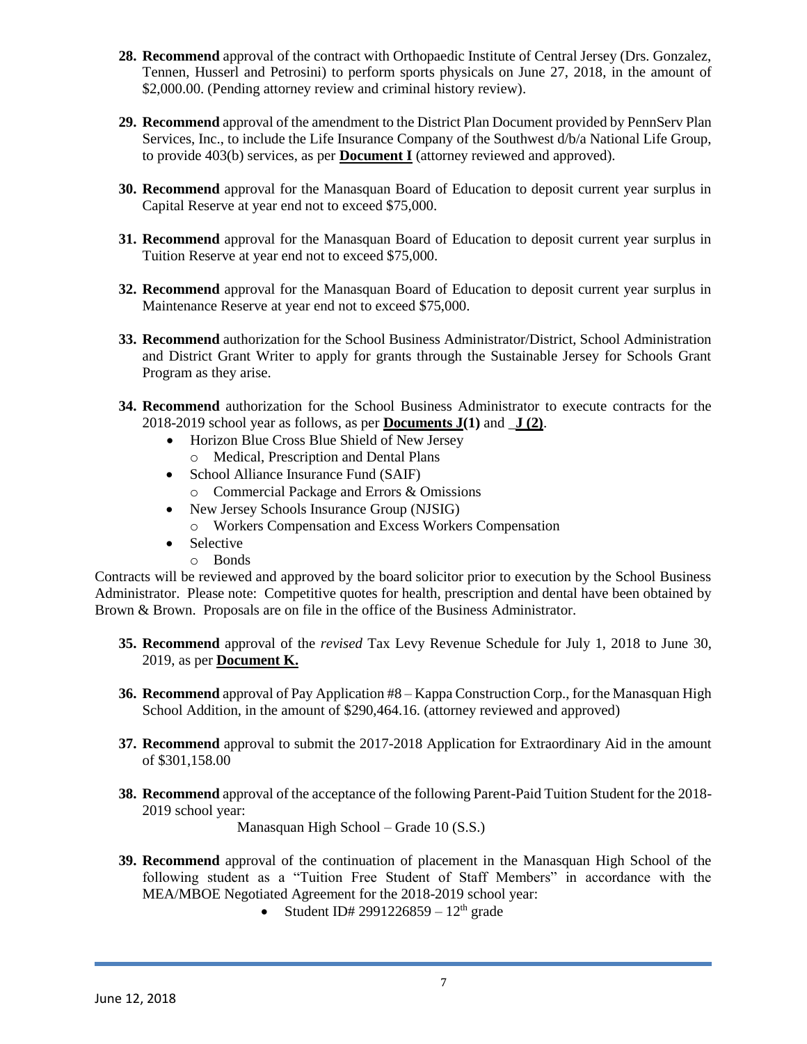28. **Recommend** approval of the contract with Orthopaedic Institute of Central Jersey (Drs. Gonzalez, Tennen, Husserl and Petrosini) to perform sports physicals on June 27, 2018, in the amount of $2,000.00. (Pending attorney review and criminal history review).

29. **Recommend** approval of the amendment to the District Plan Document provided by PennServ Plan Services, Inc., to include the Life Insurance Company of the Southwest d/b/a National Life Group, to provide 403(b) services, as per **Document I** (attorney reviewed and approved).

30. **Recommend** approval for the Manasquan Board of Education to deposit current year surplus in Capital Reserve at year end not to exceed $75,000.

31. **Recommend** approval for the Manasquan Board of Education to deposit current year surplus in Tuition Reserve at year end not to exceed $75,000.

32. **Recommend** approval for the Manasquan Board of Education to deposit current year surplus in Maintenance Reserve at year end not to exceed $75,000.

33. **Recommend** authorization for the School Business Administrator/District, School Administration and District Grant Writer to apply for grants through the Sustainable Jersey for Schools Grant Program as they arise.

34. **Recommend** authorization for the School Business Administrator to execute contracts for the 2018-2019 school year as follows, as per **Documents J(1)** and **J (2)**.
    - Horizon Blue Cross Blue Shield of New Jersey
        - Medical, Prescription and Dental Plans
    - School Alliance Insurance Fund (SAIF)
        - Commercial Package and Errors & Omissions
    - New Jersey Schools Insurance Group (NJSIG)
        - Workers Compensation and Excess Workers Compensation
    - Selective
        - Bonds

Contracts will be reviewed and approved by the board solicitor prior to execution by the School Business Administrator. Please note: Competitive quotes for health, prescription and dental have been obtained by Brown & Brown. Proposals are on file in the office of the Business Administrator.

35. **Recommend** approval of the *revised* Tax Levy Revenue Schedule for July 1, 2018 to June 30, 2019, as per **Document K.**

36. **Recommend** approval of Pay Application #8 – Kappa Construction Corp., for the Manasquan High School Addition, in the amount of $290,464.16. (attorney reviewed and approved)

37. **Recommend** approval to submit the 2017-2018 Application for Extraordinary Aid in the amount of $301,158.00

38. **Recommend** approval of the acceptance of the following Parent-Paid Tuition Student for the 2018-2019 school year:

    Manasquan High School – Grade 10 (S.S.)

39. **Recommend** approval of the continuation of placement in the Manasquan High School of the following student as a "Tuition Free Student of Staff Members" in accordance with the MEA/MBOE Negotiated Agreement for the 2018-2019 school year:
    - Student ID# 2991226859 – 12th grade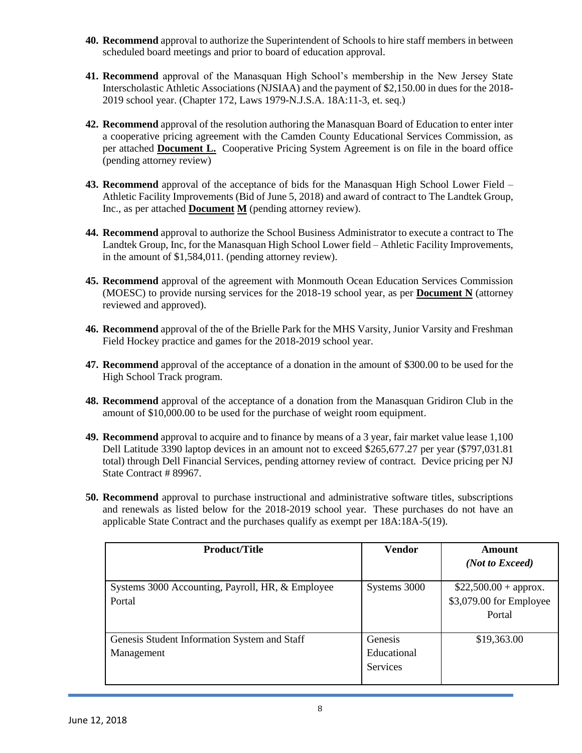40. **Recommend** approval to authorize the Superintendent of Schools to hire staff members in between scheduled board meetings and prior to board of education approval.

41. **Recommend** approval of the Manasquan High School's membership in the New Jersey State Interscholastic Athletic Associations (NJSIAA) and the payment of $2,150.00 in dues for the 2018-2019 school year. (Chapter 172, Laws 1979-N.J.S.A. 18A:11-3, et. seq.)

42. **Recommend** approval of the resolution authoring the Manasquan Board of Education to enter inter a cooperative pricing agreement with the Camden County Educational Services Commission, as per attached **Document L.** Cooperative Pricing System Agreement is on file in the board office (pending attorney review)

43. **Recommend** approval of the acceptance of bids for the Manasquan High School Lower Field – Athletic Facility Improvements (Bid of June 5, 2018) and award of contract to The Landtek Group, Inc., as per attached **Document M** (pending attorney review).

44. **Recommend** approval to authorize the School Business Administrator to execute a contract to The Landtek Group, Inc, for the Manasquan High School Lower field – Athletic Facility Improvements, in the amount of $1,584,011. (pending attorney review).

45. **Recommend** approval of the agreement with Monmouth Ocean Education Services Commission (MOESC) to provide nursing services for the 2018-19 school year, as per **Document N** (attorney reviewed and approved).

46. **Recommend** approval of the of the Brielle Park for the MHS Varsity, Junior Varsity and Freshman Field Hockey practice and games for the 2018-2019 school year.

47. **Recommend** approval of the acceptance of a donation in the amount of $300.00 to be used for the High School Track program.

48. **Recommend** approval of the acceptance of a donation from the Manasquan Gridiron Club in the amount of $10,000.00 to be used for the purchase of weight room equipment.

49. **Recommend** approval to acquire and to finance by means of a 3 year, fair market value lease 1,100 Dell Latitude 3390 laptop devices in an amount not to exceed $265,677.27 per year ($797,031.81 total) through Dell Financial Services, pending attorney review of contract. Device pricing per NJ State Contract # 89967.

50. **Recommend** approval to purchase instructional and administrative software titles, subscriptions and renewals as listed below for the 2018-2019 school year. These purchases do not have an applicable State Contract and the purchases qualify as exempt per 18A:18A-5(19).

| Product/Title | Vendor | Amount *(Not to Exceed)* |
|---|---|---|
| Systems 3000 Accounting, Payroll, HR, & Employee Portal | Systems 3000 | $22,500.00 + approx. $3,079.00 for Employee Portal |
| Genesis Student Information System and Staff Management | Genesis Educational Services | $19,363.00 |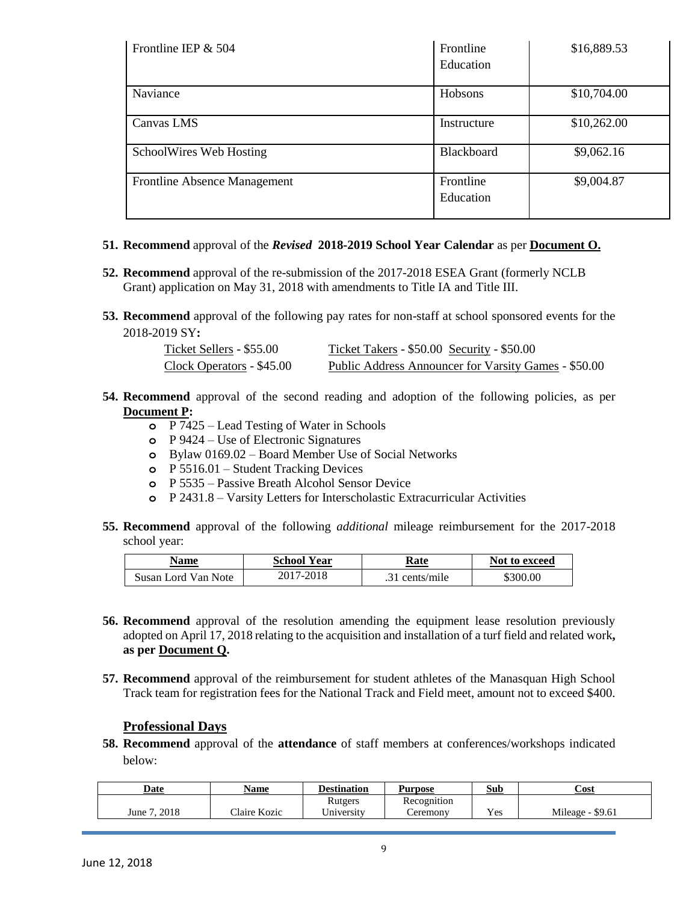| | | |
|---|---|---|
| Frontline IEP & 504 | Frontline Education | $16,889.53 |
| Naviance | Hobsons | $10,704.00 |
| Canvas LMS | Instructure | $10,262.00 |
| SchoolWires Web Hosting | Blackboard | $9,062.16 |
| Frontline Absence Management | Frontline Education | $9,004.87 |

51. **Recommend** approval of the ***Revised*** **2018-2019 School Year Calendar** as per **Document O.**

52. **Recommend** approval of the re-submission of the 2017-2018 ESEA Grant (formerly NCLB Grant) application on May 31, 2018 with amendments to Title IA and Title III.

53. **Recommend** approval of the following pay rates for non-staff at school sponsored events for the 2018-2019 SY**:**

    Ticket Sellers - $55.00 &nbsp;&nbsp;&nbsp; Ticket Takers - $50.00 &nbsp; Security - $50.00
    Clock Operators - $45.00 &nbsp;&nbsp;&nbsp; Public Address Announcer for Varsity Games - $50.00

54. **Recommend** approval of the second reading and adoption of the following policies, as per **Document P:**
    - P 7425 – Lead Testing of Water in Schools
    - P 9424 – Use of Electronic Signatures
    - Bylaw 0169.02 – Board Member Use of Social Networks
    - P 5516.01 – Student Tracking Devices
    - P 5535 – Passive Breath Alcohol Sensor Device
    - P 2431.8 – Varsity Letters for Interscholastic Extracurricular Activities

55. **Recommend** approval of the following *additional* mileage reimbursement for the 2017-2018 school year:

| Name | School Year | Rate | Not to exceed |
|---|---|---|---|
| Susan Lord Van Note | 2017-2018 | .31 cents/mile | $300.00 |

56. **Recommend** approval of the resolution amending the equipment lease resolution previously adopted on April 17, 2018 relating to the acquisition and installation of a turf field and related work**, as per Document Q.**

57. **Recommend** approval of the reimbursement for student athletes of the Manasquan High School Track team for registration fees for the National Track and Field meet, amount not to exceed $400.

## Professional Days

58. **Recommend** approval of the **attendance** of staff members at conferences/workshops indicated below:

| Date | Name | Destination | Purpose | Sub | Cost |
|---|---|---|---|---|---|
| June 7, 2018 | Claire Kozic | Rutgers University | Recognition Ceremony | Yes | Mileage - $9.61 |

June 12, 2018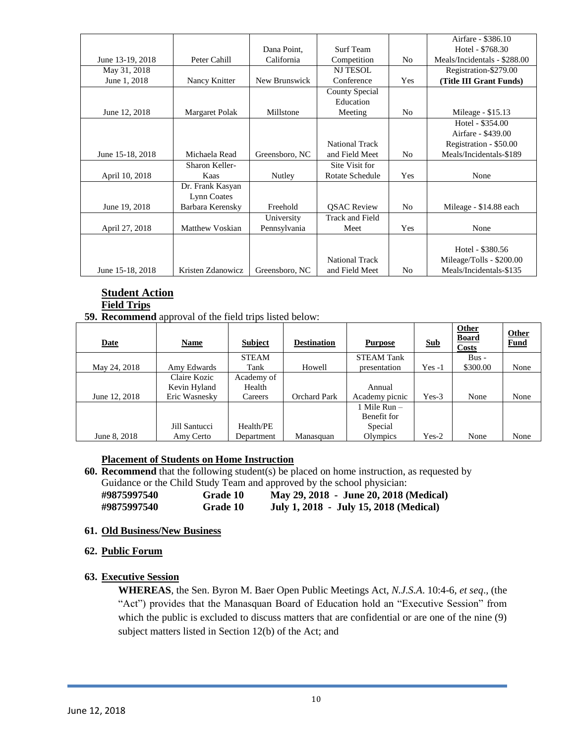| | | | | | |
|---|---|---|---|---|---|
| June 13-19, 2018 | Peter Cahill | Dana Point, California | Surf Team Competition | No | Airfare - $386.10<br>Hotel - $768.30<br>Meals/Incidentals - $288.00 |
| May 31, 2018<br>June 1, 2018 | Nancy Knitter | New Brunswick | NJ TESOL Conference | Yes | Registration-$279.00<br>**(Title III Grant Funds)** |
| June 12, 2018 | Margaret Polak | Millstone | County Special Education Meeting | No | Mileage - $15.13 |
| June 15-18, 2018 | Michaela Read | Greensboro, NC | National Track and Field Meet | No | Hotel - $354.00<br>Airfare - $439.00<br>Registration - $50.00<br>Meals/Incidentals-$189 |
| April 10, 2018 | Sharon Keller-Kaas | Nutley | Site Visit for Rotate Schedule | Yes | None |
| June 19, 2018 | Dr. Frank Kasyan<br>Lynn Coates<br>Barbara Kerensky | Freehold | QSAC Review | No | Mileage - $14.88 each |
| April 27, 2018 | Matthew Voskian | University Pennsylvania | Track and Field Meet | Yes | None |
| June 15-18, 2018 | Kristen Zdanowicz | Greensboro, NC | National Track and Field Meet | No | Hotel - $380.56<br>Mileage/Tolls - $200.00<br>Meals/Incidentals-$135 |

## Student Action

### Field Trips

**59. Recommend** approval of the field trips listed below:

| Date | Name | Subject | Destination | Purpose | Sub | Other Board Costs | Other Fund |
|---|---|---|---|---|---|---|---|
| May 24, 2018 | Amy Edwards | STEAM Tank | Howell | STEAM Tank presentation | Yes -1 | Bus - $300.00 | None |
| June 12, 2018 | Claire Kozic<br>Kevin Hyland<br>Eric Wasnesky | Academy of Health Careers | Orchard Park | Annual Academy picnic | Yes-3 | None | None |
| June 8, 2018 | Jill Santucci<br>Amy Certo | Health/PE Department | Manasquan | 1 Mile Run – Benefit for Special Olympics | Yes-2 | None | None |

### Placement of Students on Home Instruction

**60. Recommend** that the following student(s) be placed on home instruction, as requested by Guidance or the Child Study Team and approved by the school physician:

| | | |
|---|---|---|
| **#9875997540** | **Grade 10** | **May 29, 2018 - June 20, 2018 (Medical)** |
| **#9875997540** | **Grade 10** | **July 1, 2018 - July 15, 2018 (Medical)** |

**61. Old Business/New Business**

**62. Public Forum**

**63. Executive Session**

**WHEREAS**, the Sen. Byron M. Baer Open Public Meetings Act, *N.J.S.A.* 10:4-6, *et seq*., (the "Act") provides that the Manasquan Board of Education hold an "Executive Session" from which the public is excluded to discuss matters that are confidential or are one of the nine (9) subject matters listed in Section 12(b) of the Act; and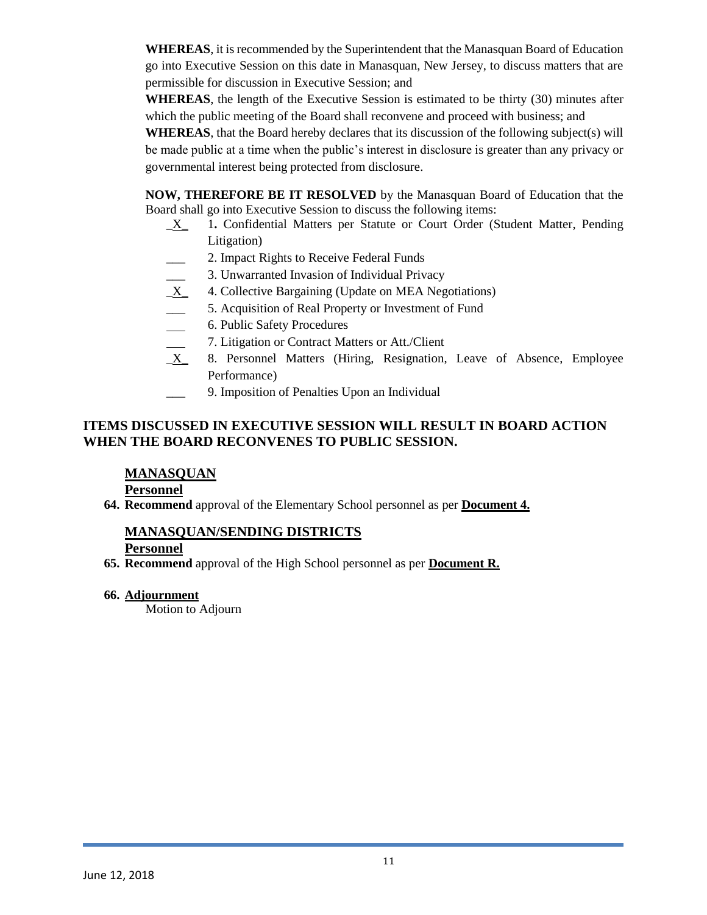**WHEREAS**, it is recommended by the Superintendent that the Manasquan Board of Education go into Executive Session on this date in Manasquan, New Jersey, to discuss matters that are permissible for discussion in Executive Session; and

**WHEREAS**, the length of the Executive Session is estimated to be thirty (30) minutes after which the public meeting of the Board shall reconvene and proceed with business; and

**WHEREAS**, that the Board hereby declares that its discussion of the following subject(s) will be made public at a time when the public's interest in disclosure is greater than any privacy or governmental interest being protected from disclosure.

**NOW, THEREFORE BE IT RESOLVED** by the Manasquan Board of Education that the Board shall go into Executive Session to discuss the following items:

_X_ 1**.** Confidential Matters per Statute or Court Order (Student Matter, Pending Litigation)
___ 2. Impact Rights to Receive Federal Funds
___ 3. Unwarranted Invasion of Individual Privacy
_X_ 4. Collective Bargaining (Update on MEA Negotiations)
___ 5. Acquisition of Real Property or Investment of Fund
___ 6. Public Safety Procedures
___ 7. Litigation or Contract Matters or Att./Client
_X_ 8. Personnel Matters (Hiring, Resignation, Leave of Absence, Employee Performance)
___ 9. Imposition of Penalties Upon an Individual

**ITEMS DISCUSSED IN EXECUTIVE SESSION WILL RESULT IN BOARD ACTION WHEN THE BOARD RECONVENES TO PUBLIC SESSION.**

**MANASQUAN**

**Personnel**

**64. Recommend** approval of the Elementary School personnel as per **Document 4.**

**MANASQUAN/SENDING DISTRICTS**

**Personnel**

**65. Recommend** approval of the High School personnel as per **Document R.**

**66. Adjournment**

Motion to Adjourn